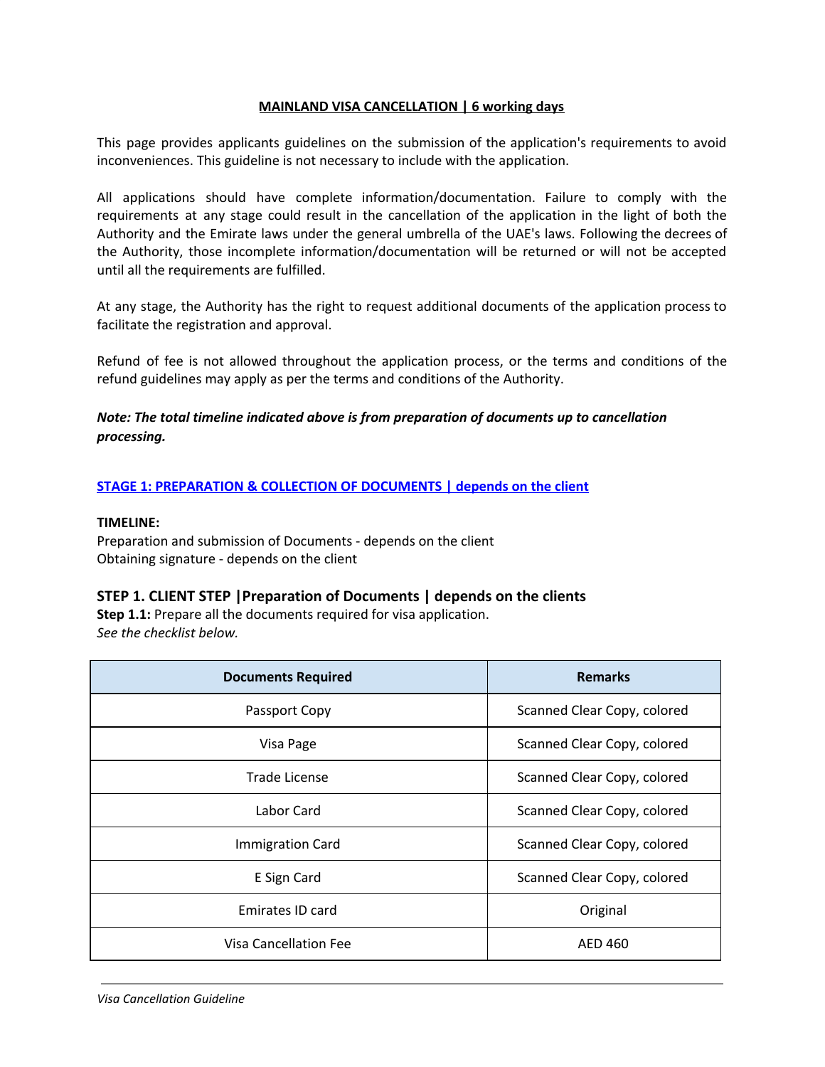# **MAINLAND VISA CANCELLATION | 6 working days**

This page provides applicants guidelines on the submission of the application's requirements to avoid inconveniences. This guideline is not necessary to include with the application.

All applications should have complete information/documentation. Failure to comply with the requirements at any stage could result in the cancellation of the application in the light of both the Authority and the Emirate laws under the general umbrella of the UAE's laws. Following the decrees of the Authority, those incomplete information/documentation will be returned or will not be accepted until all the requirements are fulfilled.

At any stage, the Authority has the right to request additional documents of the application process to facilitate the registration and approval.

Refund of fee is not allowed throughout the application process, or the terms and conditions of the refund guidelines may apply as per the terms and conditions of the Authority.

***Note: The total timeline indicated above is from preparation of documents up to cancellation processing.***

## **STAGE 1: PREPARATION & COLLECTION OF DOCUMENTS | depends on the client**

**TIMELINE:**
Preparation and submission of Documents - depends on the client
Obtaining signature - depends on the client

### **STEP 1. CLIENT STEP |Preparation of Documents | depends on the clients**

**Step 1.1:** Prepare all the documents required for visa application.
*See the checklist below.*

| Documents Required | Remarks |
| --- | --- |
| Passport Copy | Scanned Clear Copy, colored |
| Visa Page | Scanned Clear Copy, colored |
| Trade License | Scanned Clear Copy, colored |
| Labor Card | Scanned Clear Copy, colored |
| Immigration Card | Scanned Clear Copy, colored |
| E Sign Card | Scanned Clear Copy, colored |
| Emirates ID card | Original |
| Visa Cancellation Fee | AED 460 |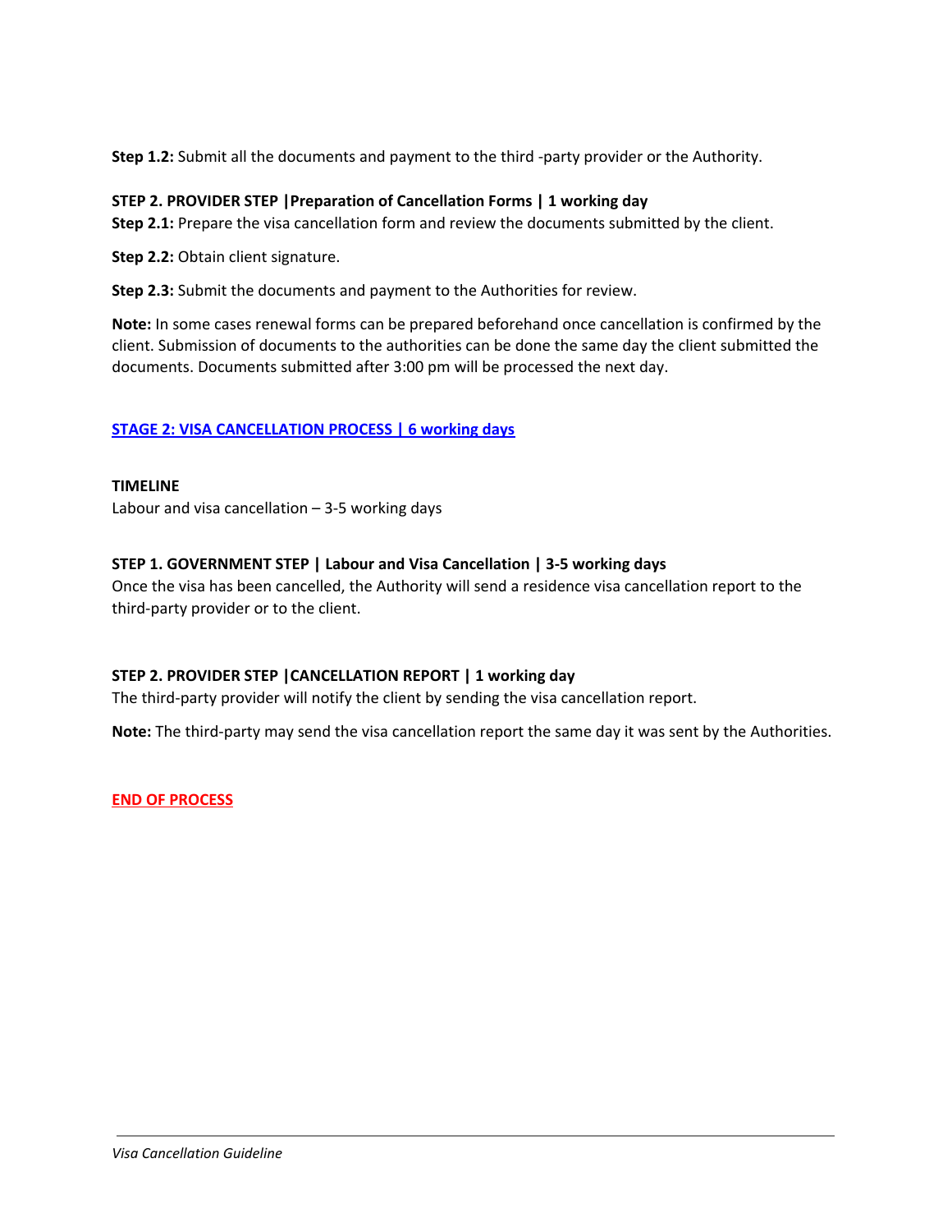**Step 1.2:** Submit all the documents and payment to the third -party provider or the Authority.

**STEP 2. PROVIDER STEP |Preparation of Cancellation Forms | 1 working day**

**Step 2.1:** Prepare the visa cancellation form and review the documents submitted by the client.

**Step 2.2:** Obtain client signature.

**Step 2.3:** Submit the documents and payment to the Authorities for review.

**Note:** In some cases renewal forms can be prepared beforehand once cancellation is confirmed by the client. Submission of documents to the authorities can be done the same day the client submitted the documents. Documents submitted after 3:00 pm will be processed the next day.

## STAGE 2: VISA CANCELLATION PROCESS | 6 working days

**TIMELINE**

Labour and visa cancellation – 3-5 working days

**STEP 1. GOVERNMENT STEP | Labour and Visa Cancellation | 3-5 working days**

Once the visa has been cancelled, the Authority will send a residence visa cancellation report to the third-party provider or to the client.

**STEP 2. PROVIDER STEP |CANCELLATION REPORT | 1 working day**

The third-party provider will notify the client by sending the visa cancellation report.

**Note:** The third-party may send the visa cancellation report the same day it was sent by the Authorities.

**END OF PROCESS**